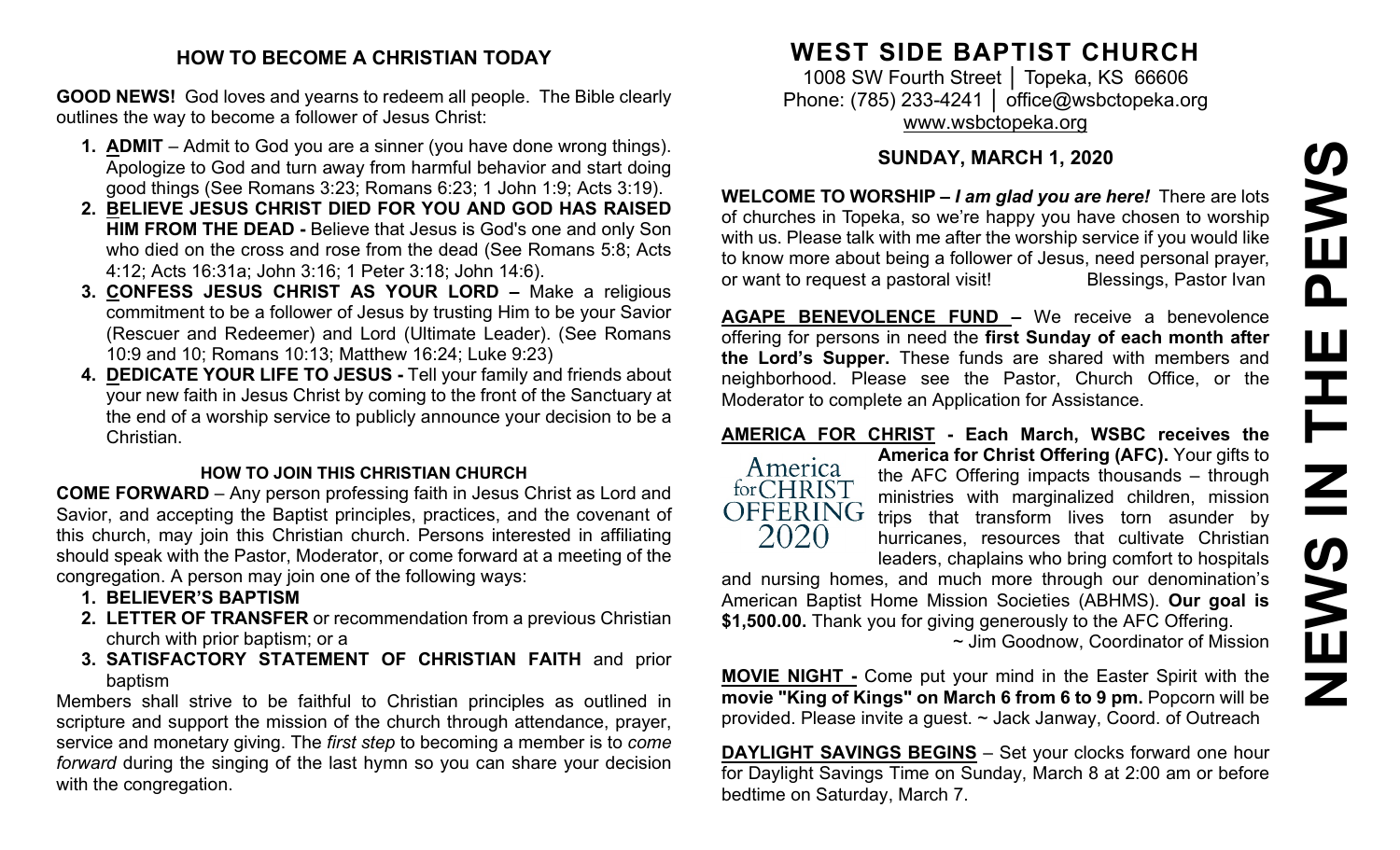## HOW TO BECOME A CHRISTIAN TODAY

**GOOD NEWS!** God loves and yearns to redeem all people. The Bible clearly outlines the way to become a follower of Jesus Christ:

1. **ADMIT** – Admit to God you are a sinner (you have done wrong things). Apologize to God and turn away from harmful behavior and start doing good things (See Romans 3:23; Romans 6:23; 1 John 1:9; Acts 3:19).
2. **BELIEVE JESUS CHRIST DIED FOR YOU AND GOD HAS RAISED HIM FROM THE DEAD -** Believe that Jesus is God's one and only Son who died on the cross and rose from the dead (See Romans 5:8; Acts 4:12; Acts 16:31a; John 3:16; 1 Peter 3:18; John 14:6).
3. **CONFESS JESUS CHRIST AS YOUR LORD –** Make a religious commitment to be a follower of Jesus by trusting Him to be your Savior (Rescuer and Redeemer) and Lord (Ultimate Leader). (See Romans 10:9 and 10; Romans 10:13; Matthew 16:24; Luke 9:23)
4. **DEDICATE YOUR LIFE TO JESUS -** Tell your family and friends about your new faith in Jesus Christ by coming to the front of the Sanctuary at the end of a worship service to publicly announce your decision to be a Christian.

### HOW TO JOIN THIS CHRISTIAN CHURCH

**COME FORWARD** – Any person professing faith in Jesus Christ as Lord and Savior, and accepting the Baptist principles, practices, and the covenant of this church, may join this Christian church. Persons interested in affiliating should speak with the Pastor, Moderator, or come forward at a meeting of the congregation. A person may join one of the following ways:

1. **BELIEVER'S BAPTISM**
2. **LETTER OF TRANSFER** or recommendation from a previous Christian church with prior baptism; or a
3. **SATISFACTORY STATEMENT OF CHRISTIAN FAITH** and prior baptism

Members shall strive to be faithful to Christian principles as outlined in scripture and support the mission of the church through attendance, prayer, service and monetary giving. The *first step* to becoming a member is to *come forward* during the singing of the last hymn so you can share your decision with the congregation.

# WEST SIDE BAPTIST CHURCH

1008 SW Fourth Street │ Topeka, KS 66606
Phone: (785) 233-4241 │ office@wsbctopeka.org
www.wsbctopeka.org

## SUNDAY, MARCH 1, 2020

**WELCOME TO WORSHIP –** ***I am glad you are here!*** There are lots of churches in Topeka, so we're happy you have chosen to worship with us. Please talk with me after the worship service if you would like to know more about being a follower of Jesus, need personal prayer, or want to request a pastoral visit! Blessings, Pastor Ivan

**AGAPE BENEVOLENCE FUND –** We receive a benevolence offering for persons in need the **first Sunday of each month after the Lord's Supper.** These funds are shared with members and neighborhood. Please see the Pastor, Church Office, or the Moderator to complete an Application for Assistance.

**AMERICA FOR CHRIST - Each March, WSBC receives the America for Christ Offering (AFC).** Your gifts to the AFC Offering impacts thousands – through ministries with marginalized children, mission trips that transform lives torn asunder by hurricanes, resources that cultivate Christian leaders, chaplains who bring comfort to hospitals and nursing homes, and much more through our denomination's American Baptist Home Mission Societies (ABHMS). **Our goal is $1,500.00.** Thank you for giving generously to the AFC Offering.
~ Jim Goodnow, Coordinator of Mission

**MOVIE NIGHT -** Come put your mind in the Easter Spirit with the **movie "King of Kings" on March 6 from 6 to 9 pm.** Popcorn will be provided. Please invite a guest. ~ Jack Janway, Coord. of Outreach

**DAYLIGHT SAVINGS BEGINS** – Set your clocks forward one hour for Daylight Savings Time on Sunday, March 8 at 2:00 am or before bedtime on Saturday, March 7.

# NEWS IN THE PEWS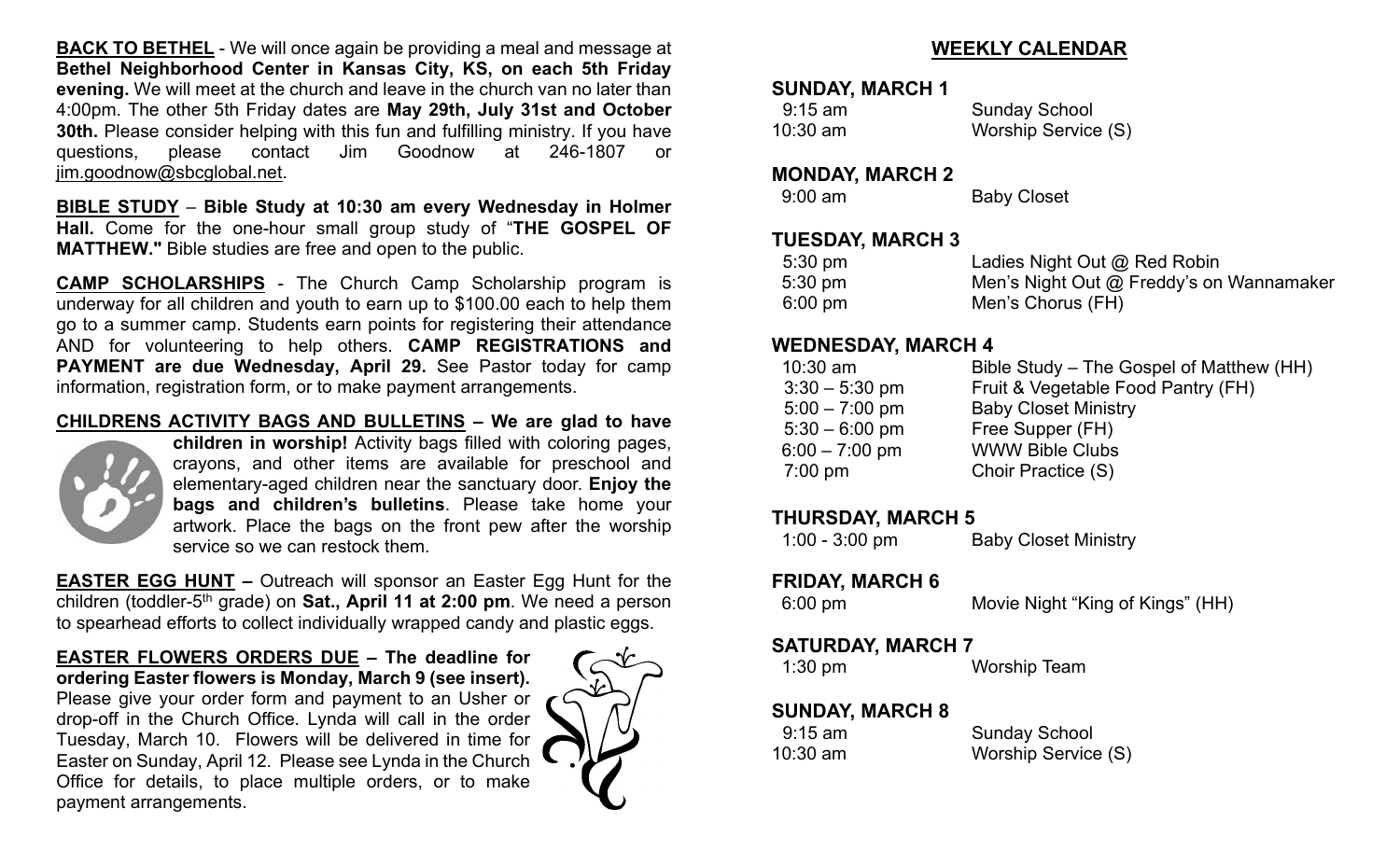**BACK TO BETHEL** - We will once again be providing a meal and message at **Bethel Neighborhood Center in Kansas City, KS, on each 5th Friday evening.** We will meet at the church and leave in the church van no later than 4:00pm. The other 5th Friday dates are **May 29th, July 31st and October 30th.** Please consider helping with this fun and fulfilling ministry. If you have questions, please contact Jim Goodnow at 246-1807 or jim.goodnow@sbcglobal.net.

**BIBLE STUDY** – **Bible Study at 10:30 am every Wednesday in Holmer Hall.** Come for the one-hour small group study of "**THE GOSPEL OF MATTHEW."** Bible studies are free and open to the public.

**CAMP SCHOLARSHIPS** - The Church Camp Scholarship program is underway for all children and youth to earn up to $100.00 each to help them go to a summer camp. Students earn points for registering their attendance AND for volunteering to help others. **CAMP REGISTRATIONS and PAYMENT are due Wednesday, April 29.** See Pastor today for camp information, registration form, or to make payment arrangements.

**CHILDRENS ACTIVITY BAGS AND BULLETINS – We are glad to have children in worship!** Activity bags filled with coloring pages, crayons, and other items are available for preschool and elementary-aged children near the sanctuary door. **Enjoy the bags and children's bulletins**. Please take home your artwork. Place the bags on the front pew after the worship service so we can restock them.

**EASTER EGG HUNT –** Outreach will sponsor an Easter Egg Hunt for the children (toddler-5th grade) on **Sat., April 11 at 2:00 pm**. We need a person to spearhead efforts to collect individually wrapped candy and plastic eggs.

**EASTER FLOWERS ORDERS DUE – The deadline for ordering Easter flowers is Monday, March 9 (see insert).** Please give your order form and payment to an Usher or drop-off in the Church Office. Lynda will call in the order Tuesday, March 10. Flowers will be delivered in time for Easter on Sunday, April 12. Please see Lynda in the Church Office for details, to place multiple orders, or to make payment arrangements.

## WEEKLY CALENDAR

### SUNDAY, MARCH 1

| | |
|---|---|
| 9:15 am | Sunday School |
| 10:30 am | Worship Service (S) |

### MONDAY, MARCH 2

| | |
|---|---|
| 9:00 am | Baby Closet |

### TUESDAY, MARCH 3

| | |
|---|---|
| 5:30 pm | Ladies Night Out @ Red Robin |
| 5:30 pm | Men's Night Out @ Freddy's on Wannamaker |
| 6:00 pm | Men's Chorus (FH) |

### WEDNESDAY, MARCH 4

| | |
|---|---|
| 10:30 am | Bible Study – The Gospel of Matthew (HH) |
| 3:30 – 5:30 pm | Fruit & Vegetable Food Pantry (FH) |
| 5:00 – 7:00 pm | Baby Closet Ministry |
| 5:30 – 6:00 pm | Free Supper (FH) |
| 6:00 – 7:00 pm | WWW Bible Clubs |
| 7:00 pm | Choir Practice (S) |

### THURSDAY, MARCH 5

| | |
|---|---|
| 1:00 - 3:00 pm | Baby Closet Ministry |

### FRIDAY, MARCH 6

| | |
|---|---|
| 6:00 pm | Movie Night "King of Kings" (HH) |

### SATURDAY, MARCH 7

| | |
|---|---|
| 1:30 pm | Worship Team |

### SUNDAY, MARCH 8

| | |
|---|---|
| 9:15 am | Sunday School |
| 10:30 am | Worship Service (S) |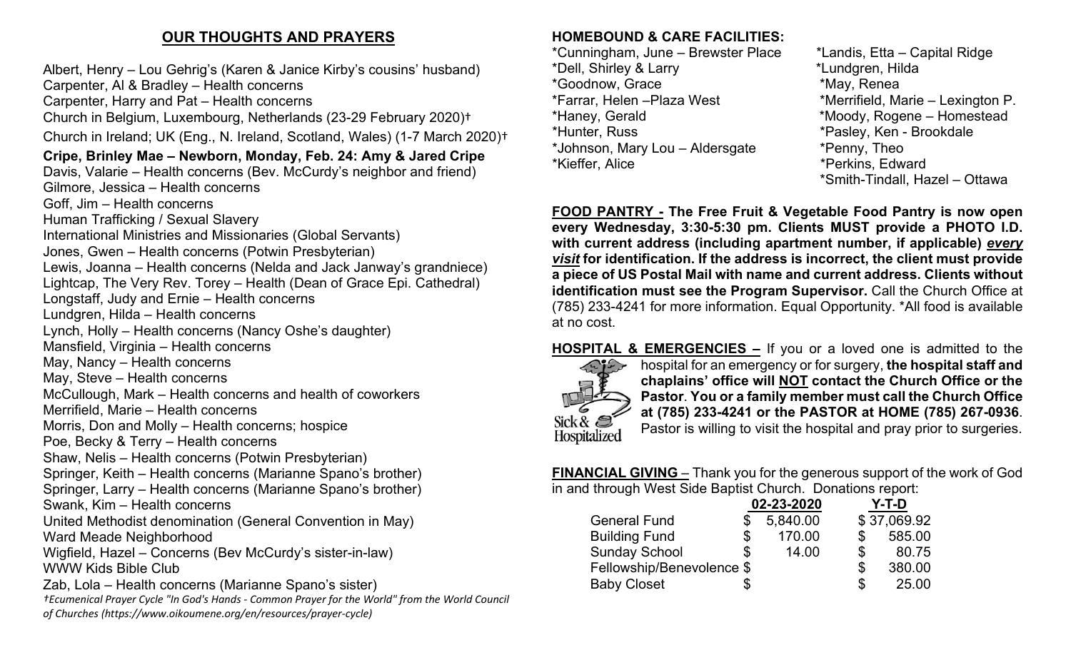## OUR THOUGHTS AND PRAYERS

Albert, Henry – Lou Gehrig's (Karen & Janice Kirby's cousins' husband)
Carpenter, Al & Bradley – Health concerns
Carpenter, Harry and Pat – Health concerns
Church in Belgium, Luxembourg, Netherlands (23-29 February 2020)†
Church in Ireland; UK (Eng., N. Ireland, Scotland, Wales) (1-7 March 2020)†
**Cripe, Brinley Mae – Newborn, Monday, Feb. 24: Amy & Jared Cripe**
Davis, Valarie – Health concerns (Bev. McCurdy's neighbor and friend)
Gilmore, Jessica – Health concerns
Goff, Jim – Health concerns
Human Trafficking / Sexual Slavery
International Ministries and Missionaries (Global Servants)
Jones, Gwen – Health concerns (Potwin Presbyterian)
Lewis, Joanna – Health concerns (Nelda and Jack Janway's grandniece)
Lightcap, The Very Rev. Torey – Health (Dean of Grace Epi. Cathedral)
Longstaff, Judy and Ernie – Health concerns
Lundgren, Hilda – Health concerns
Lynch, Holly – Health concerns (Nancy Oshe's daughter)
Mansfield, Virginia – Health concerns
May, Nancy – Health concerns
May, Steve – Health concerns
McCullough, Mark – Health concerns and health of coworkers
Merrifield, Marie – Health concerns
Morris, Don and Molly – Health concerns; hospice
Poe, Becky & Terry – Health concerns
Shaw, Nelis – Health concerns (Potwin Presbyterian)
Springer, Keith – Health concerns (Marianne Spano's brother)
Springer, Larry – Health concerns (Marianne Spano's brother)
Swank, Kim – Health concerns
United Methodist denomination (General Convention in May)
Ward Meade Neighborhood
Wigfield, Hazel – Concerns (Bev McCurdy's sister-in-law)
WWW Kids Bible Club
Zab, Lola – Health concerns (Marianne Spano's sister)

*†Ecumenical Prayer Cycle "In God's Hands - Common Prayer for the World" from the World Council of Churches (https://www.oikoumene.org/en/resources/prayer-cycle)*

### HOMEBOUND & CARE FACILITIES:

*Cunningham, June – Brewster Place
*Dell, Shirley & Larry
*Goodnow, Grace
*Farrar, Helen –Plaza West
*Haney, Gerald
*Hunter, Russ
*Johnson, Mary Lou – Aldersgate
*Kieffer, Alice
*Landis, Etta – Capital Ridge
*Lundgren, Hilda
*May, Renea
*Merrifield, Marie – Lexington P.
*Moody, Rogene – Homestead
*Pasley, Ken - Brookdale
*Penny, Theo
*Perkins, Edward
*Smith-Tindall, Hazel – Ottawa

**FOOD PANTRY - The Free Fruit & Vegetable Food Pantry is now open every Wednesday, 3:30-5:30 pm. Clients MUST provide a PHOTO I.D. with current address (including apartment number, if applicable) *every visit* for identification. If the address is incorrect, the client must provide a piece of US Postal Mail with name and current address. Clients without identification must see the Program Supervisor.** Call the Church Office at (785) 233-4241 for more information. Equal Opportunity. *All food is available at no cost.

**HOSPITAL & EMERGENCIES –** If you or a loved one is admitted to the hospital for an emergency or for surgery, **the hospital staff and chaplains' office will NOT contact the Church Office or the Pastor**. **You or a family member must call the Church Office at (785) 233-4241 or the PASTOR at HOME (785) 267-0936**. Pastor is willing to visit the hospital and pray prior to surgeries.

**FINANCIAL GIVING** – Thank you for the generous support of the work of God in and through West Side Baptist Church. Donations report:

| | 02-23-2020 | Y-T-D |
|---|---|---|
| General Fund | $ 5,840.00 | $ 37,069.92 |
| Building Fund | $ 170.00 | $ 585.00 |
| Sunday School | $ 14.00 | $ 80.75 |
| Fellowship/Benevolence | $ | $ 380.00 |
| Baby Closet | $ | $ 25.00 |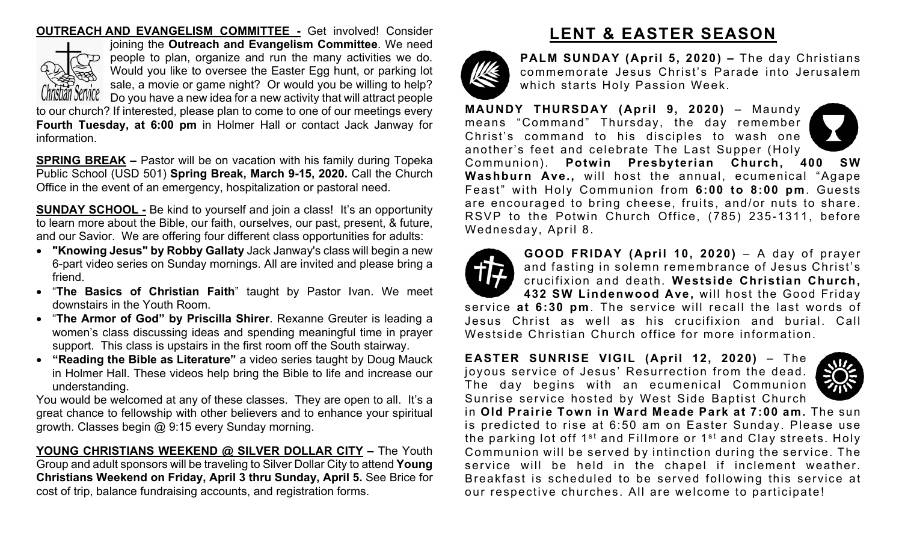**OUTREACH AND EVANGELISM COMMITTEE -** Get involved! Consider joining the **Outreach and Evangelism Committee**. We need people to plan, organize and run the many activities we do. Would you like to oversee the Easter Egg hunt, or parking lot sale, a movie or game night? Or would you be willing to help? Do you have a new idea for a new activity that will attract people to our church? If interested, please plan to come to one of our meetings every **Fourth Tuesday, at 6:00 pm** in Holmer Hall or contact Jack Janway for information.

**SPRING BREAK –** Pastor will be on vacation with his family during Topeka Public School (USD 501) **Spring Break, March 9-15, 2020.** Call the Church Office in the event of an emergency, hospitalization or pastoral need.

**SUNDAY SCHOOL -** Be kind to yourself and join a class! It's an opportunity to learn more about the Bible, our faith, ourselves, our past, present, & future, and our Savior. We are offering four different class opportunities for adults:

- **"Knowing Jesus" by Robby Gallaty** Jack Janway's class will begin a new 6-part video series on Sunday mornings. All are invited and please bring a friend.
- "**The Basics of Christian Faith**" taught by Pastor Ivan. We meet downstairs in the Youth Room.
- "**The Armor of God" by Priscilla Shirer**. Rexanne Greuter is leading a women's class discussing ideas and spending meaningful time in prayer support. This class is upstairs in the first room off the South stairway.
- **"Reading the Bible as Literature"** a video series taught by Doug Mauck in Holmer Hall. These videos help bring the Bible to life and increase our understanding.

You would be welcomed at any of these classes. They are open to all. It's a great chance to fellowship with other believers and to enhance your spiritual growth. Classes begin @ 9:15 every Sunday morning.

**YOUNG CHRISTIANS WEEKEND @ SILVER DOLLAR CITY –** The Youth Group and adult sponsors will be traveling to Silver Dollar City to attend **Young Christians Weekend on Friday, April 3 thru Sunday, April 5.** See Brice for cost of trip, balance fundraising accounts, and registration forms.

# LENT & EASTER SEASON

**PALM SUNDAY (April 5, 2020) –** The day Christians commemorate Jesus Christ's Parade into Jerusalem which starts Holy Passion Week.

**MAUNDY THURSDAY (April 9, 2020)** – Maundy means "Command" Thursday, the day remember Christ's command to his disciples to wash one another's feet and celebrate The Last Supper (Holy Communion). **Potwin Presbyterian Church, 400 SW Washburn Ave.,** will host the annual, ecumenical "Agape Feast" with Holy Communion from **6:00 to 8:00 pm**. Guests are encouraged to bring cheese, fruits, and/or nuts to share. RSVP to the Potwin Church Office, (785) 235-1311, before Wednesday, April 8.

**GOOD FRIDAY (April 10, 2020)** – A day of prayer and fasting in solemn remembrance of Jesus Christ's crucifixion and death. **Westside Christian Church, 432 SW Lindenwood Ave,** will host the Good Friday service **at 6:30 pm**. The service will recall the last words of Jesus Christ as well as his crucifixion and burial. Call Westside Christian Church office for more information.

**EASTER SUNRISE VIGIL (April 12, 2020)** – The joyous service of Jesus' Resurrection from the dead. The day begins with an ecumenical Communion Sunrise service hosted by West Side Baptist Church in **Old Prairie Town in Ward Meade Park at 7:00 am.** The sun is predicted to rise at 6:50 am on Easter Sunday. Please use the parking lot off 1st and Fillmore or 1st and Clay streets. Holy Communion will be served by intinction during the service. The service will be held in the chapel if inclement weather. Breakfast is scheduled to be served following this service at our respective churches. All are welcome to participate!